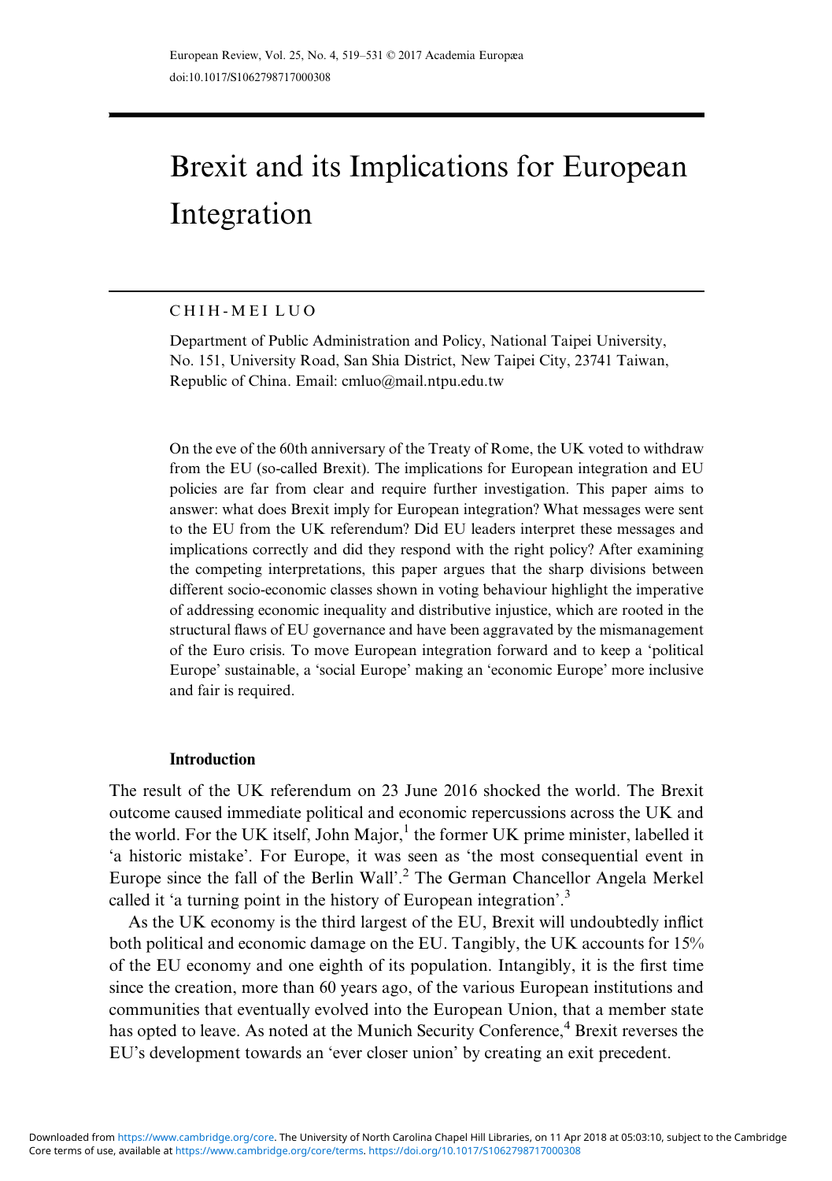# Brexit and its Implications for European Integration

CHIH-MEI LUO

Department of Public Administration and Policy, National Taipei University, No. 151, University Road, San Shia District, New Taipei City, 23741 Taiwan, Republic of China. Email: cmluo@mail.ntpu.edu.tw

On the eve of the 60th anniversary of the Treaty of Rome, the UK voted to withdraw from the EU (so-called Brexit). The implications for European integration and EU policies are far from clear and require further investigation. This paper aims to answer: what does Brexit imply for European integration? What messages were sent to the EU from the UK referendum? Did EU leaders interpret these messages and implications correctly and did they respond with the right policy? After examining the competing interpretations, this paper argues that the sharp divisions between different socio-economic classes shown in voting behaviour highlight the imperative of addressing economic inequality and distributive injustice, which are rooted in the structural flaws of EU governance and have been aggravated by the mismanagement of the Euro crisis. To move European integration forward and to keep a 'political Europe' sustainable, a 'social Europe' making an 'economic Europe' more inclusive and fair is required.

## Introduction

The result of the UK referendum on 23 June 2016 shocked the world. The Brexit outcome caused immediate political and economic repercussions across the UK and the world. For the UK itself, John Major,[1] the former UK prime minister, labelled it 'a historic mistake'. For Europe, it was seen as 'the most consequential event in Europe since the fall of the Berlin Wall'.[2] The German Chancellor Angela Merkel called it 'a turning point in the history of European integration'.[3]

As the UK economy is the third largest of the EU, Brexit will undoubtedly inflict both political and economic damage on the EU. Tangibly, the UK accounts for 15% of the EU economy and one eighth of its population. Intangibly, it is the first time since the creation, more than 60 years ago, of the various European institutions and communities that eventually evolved into the European Union, that a member state has opted to leave. As noted at the Munich Security Conference,[4] Brexit reverses the EU's development towards an 'ever closer union' by creating an exit precedent.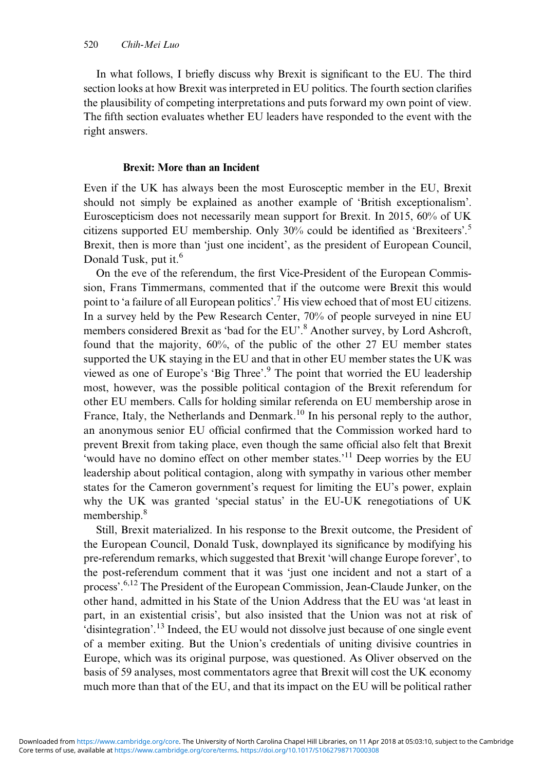In what follows, I briefly discuss why Brexit is significant to the EU. The third section looks at how Brexit was interpreted in EU politics. The fourth section clarifies the plausibility of competing interpretations and puts forward my own point of view. The fifth section evaluates whether EU leaders have responded to the event with the right answers.

## Brexit: More than an Incident

Even if the UK has always been the most Eurosceptic member in the EU, Brexit should not simply be explained as another example of 'British exceptionalism'. Euroscepticism does not necessarily mean support for Brexit. In 2015, 60% of UK citizens supported EU membership. Only 30% could be identified as 'Brexiteers'.[5] Brexit, then is more than 'just one incident', as the president of European Council, Donald Tusk, put it.[6]

On the eve of the referendum, the first Vice-President of the European Commission, Frans Timmermans, commented that if the outcome were Brexit this would point to 'a failure of all European politics'.[7] His view echoed that of most EU citizens. In a survey held by the Pew Research Center, 70% of people surveyed in nine EU members considered Brexit as 'bad for the EU'.[8] Another survey, by Lord Ashcroft, found that the majority, 60%, of the public of the other 27 EU member states supported the UK staying in the EU and that in other EU member states the UK was viewed as one of Europe's 'Big Three'.[9] The point that worried the EU leadership most, however, was the possible political contagion of the Brexit referendum for other EU members. Calls for holding similar referenda on EU membership arose in France, Italy, the Netherlands and Denmark.[10] In his personal reply to the author, an anonymous senior EU official confirmed that the Commission worked hard to prevent Brexit from taking place, even though the same official also felt that Brexit 'would have no domino effect on other member states.'[11] Deep worries by the EU leadership about political contagion, along with sympathy in various other member states for the Cameron government's request for limiting the EU's power, explain why the UK was granted 'special status' in the EU-UK renegotiations of UK membership.[8]

Still, Brexit materialized. In his response to the Brexit outcome, the President of the European Council, Donald Tusk, downplayed its significance by modifying his pre-referendum remarks, which suggested that Brexit 'will change Europe forever', to the post-referendum comment that it was 'just one incident and not a start of a process'.[6,12] The President of the European Commission, Jean-Claude Junker, on the other hand, admitted in his State of the Union Address that the EU was 'at least in part, in an existential crisis', but also insisted that the Union was not at risk of 'disintegration'.[13] Indeed, the EU would not dissolve just because of one single event of a member exiting. But the Union's credentials of uniting divisive countries in Europe, which was its original purpose, was questioned. As Oliver observed on the basis of 59 analyses, most commentators agree that Brexit will cost the UK economy much more than that of the EU, and that its impact on the EU will be political rather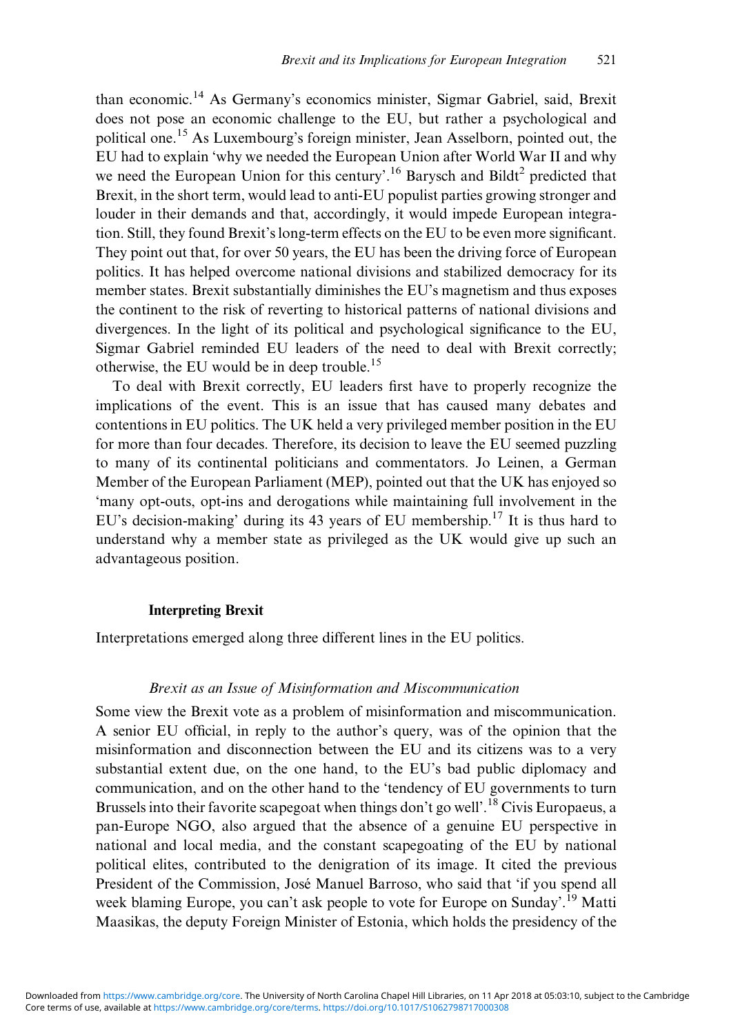than economic.[14] As Germany's economics minister, Sigmar Gabriel, said, Brexit does not pose an economic challenge to the EU, but rather a psychological and political one.[15] As Luxembourg's foreign minister, Jean Asselborn, pointed out, the EU had to explain 'why we needed the European Union after World War II and why we need the European Union for this century'.[16] Barysch and Bildt[2] predicted that Brexit, in the short term, would lead to anti-EU populist parties growing stronger and louder in their demands and that, accordingly, it would impede European integration. Still, they found Brexit's long-term effects on the EU to be even more significant. They point out that, for over 50 years, the EU has been the driving force of European politics. It has helped overcome national divisions and stabilized democracy for its member states. Brexit substantially diminishes the EU's magnetism and thus exposes the continent to the risk of reverting to historical patterns of national divisions and divergences. In the light of its political and psychological significance to the EU, Sigmar Gabriel reminded EU leaders of the need to deal with Brexit correctly; otherwise, the EU would be in deep trouble.[15]

To deal with Brexit correctly, EU leaders first have to properly recognize the implications of the event. This is an issue that has caused many debates and contentions in EU politics. The UK held a very privileged member position in the EU for more than four decades. Therefore, its decision to leave the EU seemed puzzling to many of its continental politicians and commentators. Jo Leinen, a German Member of the European Parliament (MEP), pointed out that the UK has enjoyed so 'many opt-outs, opt-ins and derogations while maintaining full involvement in the EU's decision-making' during its 43 years of EU membership.[17] It is thus hard to understand why a member state as privileged as the UK would give up such an advantageous position.

## Interpreting Brexit

Interpretations emerged along three different lines in the EU politics.

### *Brexit as an Issue of Misinformation and Miscommunication*

Some view the Brexit vote as a problem of misinformation and miscommunication. A senior EU official, in reply to the author's query, was of the opinion that the misinformation and disconnection between the EU and its citizens was to a very substantial extent due, on the one hand, to the EU's bad public diplomacy and communication, and on the other hand to the 'tendency of EU governments to turn Brussels into their favorite scapegoat when things don't go well'.[18] Civis Europaeus, a pan-Europe NGO, also argued that the absence of a genuine EU perspective in national and local media, and the constant scapegoating of the EU by national political elites, contributed to the denigration of its image. It cited the previous President of the Commission, José Manuel Barroso, who said that 'if you spend all week blaming Europe, you can't ask people to vote for Europe on Sunday'.[19] Matti Maasikas, the deputy Foreign Minister of Estonia, which holds the presidency of the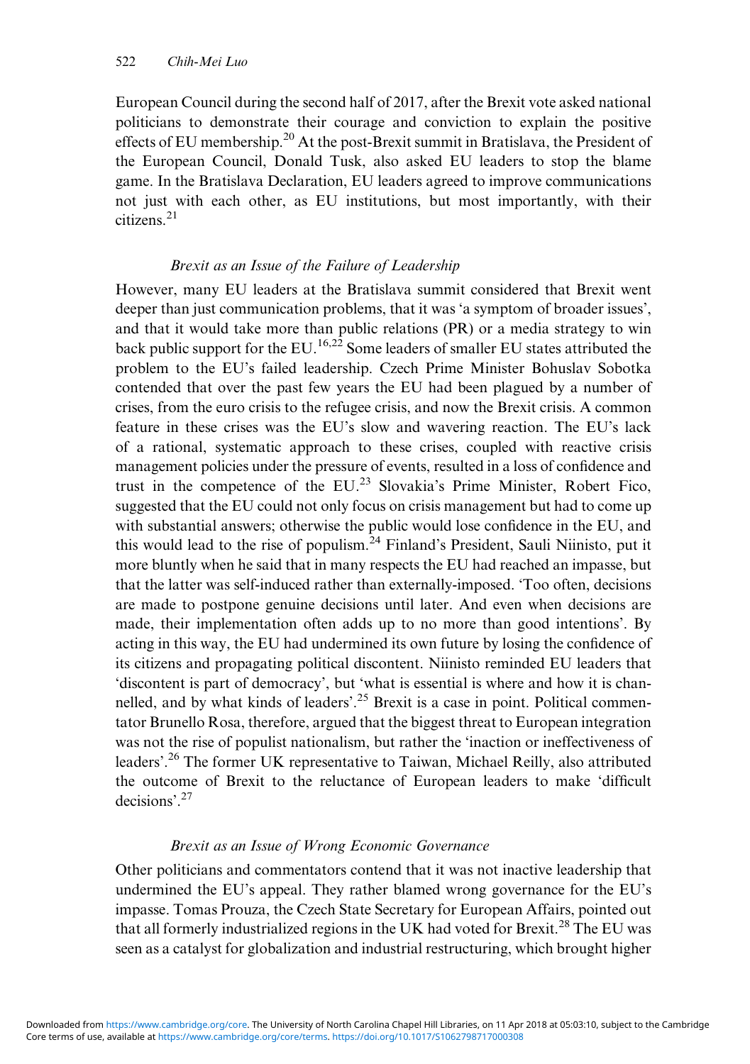European Council during the second half of 2017, after the Brexit vote asked national politicians to demonstrate their courage and conviction to explain the positive effects of EU membership.[20] At the post-Brexit summit in Bratislava, the President of the European Council, Donald Tusk, also asked EU leaders to stop the blame game. In the Bratislava Declaration, EU leaders agreed to improve communications not just with each other, as EU institutions, but most importantly, with their citizens.[21]

### *Brexit as an Issue of the Failure of Leadership*

However, many EU leaders at the Bratislava summit considered that Brexit went deeper than just communication problems, that it was 'a symptom of broader issues', and that it would take more than public relations (PR) or a media strategy to win back public support for the EU.[16,22] Some leaders of smaller EU states attributed the problem to the EU's failed leadership. Czech Prime Minister Bohuslav Sobotka contended that over the past few years the EU had been plagued by a number of crises, from the euro crisis to the refugee crisis, and now the Brexit crisis. A common feature in these crises was the EU's slow and wavering reaction. The EU's lack of a rational, systematic approach to these crises, coupled with reactive crisis management policies under the pressure of events, resulted in a loss of confidence and trust in the competence of the EU.[23] Slovakia's Prime Minister, Robert Fico, suggested that the EU could not only focus on crisis management but had to come up with substantial answers; otherwise the public would lose confidence in the EU, and this would lead to the rise of populism.[24] Finland's President, Sauli Niinisto, put it more bluntly when he said that in many respects the EU had reached an impasse, but that the latter was self-induced rather than externally-imposed. 'Too often, decisions are made to postpone genuine decisions until later. And even when decisions are made, their implementation often adds up to no more than good intentions'. By acting in this way, the EU had undermined its own future by losing the confidence of its citizens and propagating political discontent. Niinisto reminded EU leaders that 'discontent is part of democracy', but 'what is essential is where and how it is channelled, and by what kinds of leaders'.[25] Brexit is a case in point. Political commentator Brunello Rosa, therefore, argued that the biggest threat to European integration was not the rise of populist nationalism, but rather the 'inaction or ineffectiveness of leaders'.[26] The former UK representative to Taiwan, Michael Reilly, also attributed the outcome of Brexit to the reluctance of European leaders to make 'difficult decisions'.[27]

### *Brexit as an Issue of Wrong Economic Governance*

Other politicians and commentators contend that it was not inactive leadership that undermined the EU's appeal. They rather blamed wrong governance for the EU's impasse. Tomas Prouza, the Czech State Secretary for European Affairs, pointed out that all formerly industrialized regions in the UK had voted for Brexit.[28] The EU was seen as a catalyst for globalization and industrial restructuring, which brought higher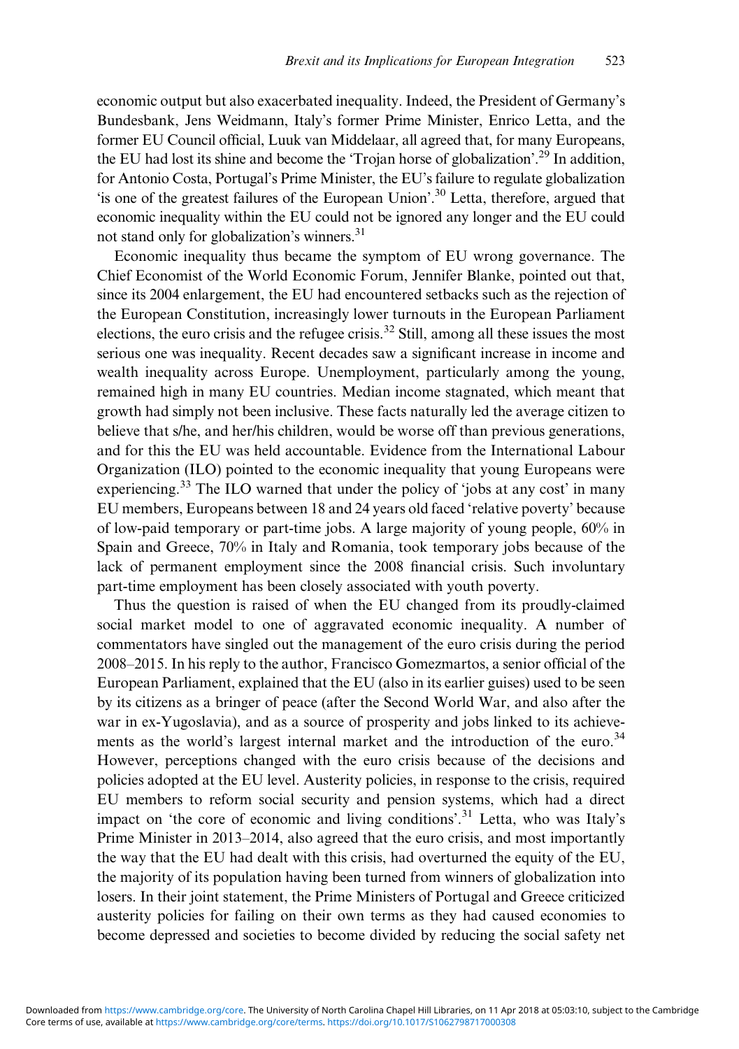economic output but also exacerbated inequality. Indeed, the President of Germany's Bundesbank, Jens Weidmann, Italy's former Prime Minister, Enrico Letta, and the former EU Council official, Luuk van Middelaar, all agreed that, for many Europeans, the EU had lost its shine and become the 'Trojan horse of globalization'.[29] In addition, for Antonio Costa, Portugal's Prime Minister, the EU's failure to regulate globalization 'is one of the greatest failures of the European Union'.[30] Letta, therefore, argued that economic inequality within the EU could not be ignored any longer and the EU could not stand only for globalization's winners.[31]

Economic inequality thus became the symptom of EU wrong governance. The Chief Economist of the World Economic Forum, Jennifer Blanke, pointed out that, since its 2004 enlargement, the EU had encountered setbacks such as the rejection of the European Constitution, increasingly lower turnouts in the European Parliament elections, the euro crisis and the refugee crisis.[32] Still, among all these issues the most serious one was inequality. Recent decades saw a significant increase in income and wealth inequality across Europe. Unemployment, particularly among the young, remained high in many EU countries. Median income stagnated, which meant that growth had simply not been inclusive. These facts naturally led the average citizen to believe that s/he, and her/his children, would be worse off than previous generations, and for this the EU was held accountable. Evidence from the International Labour Organization (ILO) pointed to the economic inequality that young Europeans were experiencing.[33] The ILO warned that under the policy of 'jobs at any cost' in many EU members, Europeans between 18 and 24 years old faced 'relative poverty' because of low-paid temporary or part-time jobs. A large majority of young people, 60% in Spain and Greece, 70% in Italy and Romania, took temporary jobs because of the lack of permanent employment since the 2008 financial crisis. Such involuntary part-time employment has been closely associated with youth poverty.

Thus the question is raised of when the EU changed from its proudly-claimed social market model to one of aggravated economic inequality. A number of commentators have singled out the management of the euro crisis during the period 2008–2015. In his reply to the author, Francisco Gomezmartos, a senior official of the European Parliament, explained that the EU (also in its earlier guises) used to be seen by its citizens as a bringer of peace (after the Second World War, and also after the war in ex-Yugoslavia), and as a source of prosperity and jobs linked to its achievements as the world's largest internal market and the introduction of the euro.[34] However, perceptions changed with the euro crisis because of the decisions and policies adopted at the EU level. Austerity policies, in response to the crisis, required EU members to reform social security and pension systems, which had a direct impact on 'the core of economic and living conditions'.[31] Letta, who was Italy's Prime Minister in 2013–2014, also agreed that the euro crisis, and most importantly the way that the EU had dealt with this crisis, had overturned the equity of the EU, the majority of its population having been turned from winners of globalization into losers. In their joint statement, the Prime Ministers of Portugal and Greece criticized austerity policies for failing on their own terms as they had caused economies to become depressed and societies to become divided by reducing the social safety net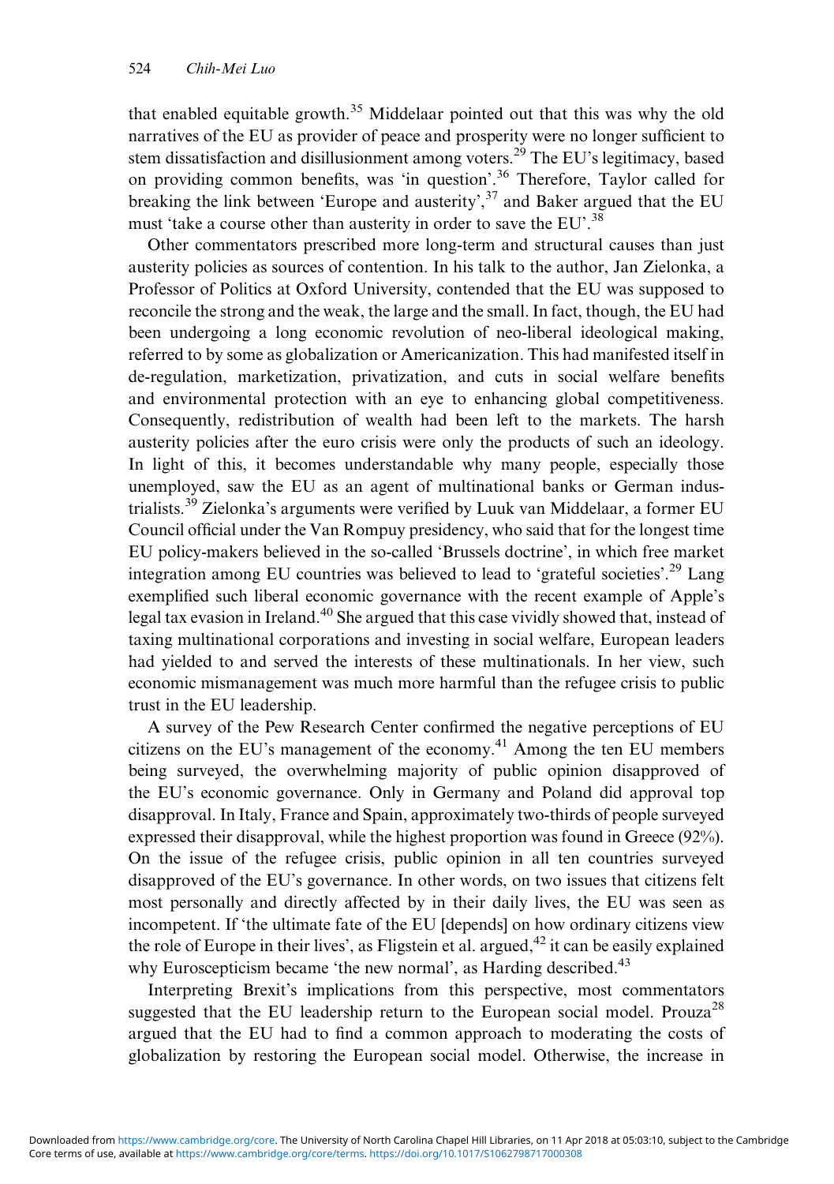that enabled equitable growth.[35] Middelaar pointed out that this was why the old narratives of the EU as provider of peace and prosperity were no longer sufficient to stem dissatisfaction and disillusionment among voters.[29] The EU's legitimacy, based on providing common benefits, was 'in question'.[36] Therefore, Taylor called for breaking the link between 'Europe and austerity',[37] and Baker argued that the EU must 'take a course other than austerity in order to save the EU'.[38]

Other commentators prescribed more long-term and structural causes than just austerity policies as sources of contention. In his talk to the author, Jan Zielonka, a Professor of Politics at Oxford University, contended that the EU was supposed to reconcile the strong and the weak, the large and the small. In fact, though, the EU had been undergoing a long economic revolution of neo-liberal ideological making, referred to by some as globalization or Americanization. This had manifested itself in de-regulation, marketization, privatization, and cuts in social welfare benefits and environmental protection with an eye to enhancing global competitiveness. Consequently, redistribution of wealth had been left to the markets. The harsh austerity policies after the euro crisis were only the products of such an ideology. In light of this, it becomes understandable why many people, especially those unemployed, saw the EU as an agent of multinational banks or German industrialists.[39] Zielonka's arguments were verified by Luuk van Middelaar, a former EU Council official under the Van Rompuy presidency, who said that for the longest time EU policy-makers believed in the so-called 'Brussels doctrine', in which free market integration among EU countries was believed to lead to 'grateful societies'.[29] Lang exemplified such liberal economic governance with the recent example of Apple's legal tax evasion in Ireland.[40] She argued that this case vividly showed that, instead of taxing multinational corporations and investing in social welfare, European leaders had yielded to and served the interests of these multinationals. In her view, such economic mismanagement was much more harmful than the refugee crisis to public trust in the EU leadership.

A survey of the Pew Research Center confirmed the negative perceptions of EU citizens on the EU's management of the economy.[41] Among the ten EU members being surveyed, the overwhelming majority of public opinion disapproved of the EU's economic governance. Only in Germany and Poland did approval top disapproval. In Italy, France and Spain, approximately two-thirds of people surveyed expressed their disapproval, while the highest proportion was found in Greece (92%). On the issue of the refugee crisis, public opinion in all ten countries surveyed disapproved of the EU's governance. In other words, on two issues that citizens felt most personally and directly affected by in their daily lives, the EU was seen as incompetent. If 'the ultimate fate of the EU [depends] on how ordinary citizens view the role of Europe in their lives', as Fligstein et al. argued,[42] it can be easily explained why Euroscepticism became 'the new normal', as Harding described.[43]

Interpreting Brexit's implications from this perspective, most commentators suggested that the EU leadership return to the European social model. Prouza[28] argued that the EU had to find a common approach to moderating the costs of globalization by restoring the European social model. Otherwise, the increase in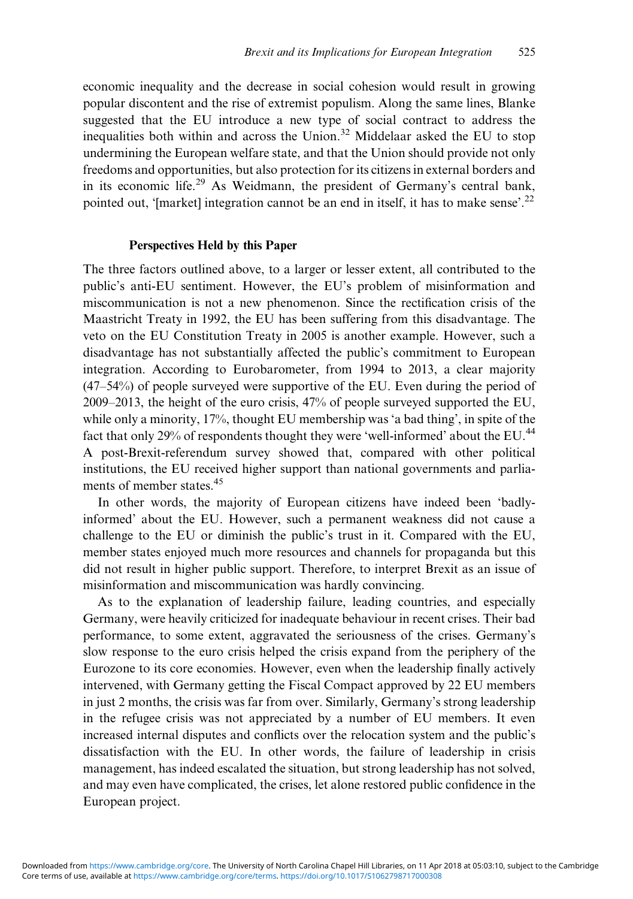economic inequality and the decrease in social cohesion would result in growing popular discontent and the rise of extremist populism. Along the same lines, Blanke suggested that the EU introduce a new type of social contract to address the inequalities both within and across the Union.[32] Middelaar asked the EU to stop undermining the European welfare state, and that the Union should provide not only freedoms and opportunities, but also protection for its citizens in external borders and in its economic life.[29] As Weidmann, the president of Germany's central bank, pointed out, '[market] integration cannot be an end in itself, it has to make sense'.[22]

### Perspectives Held by this Paper

The three factors outlined above, to a larger or lesser extent, all contributed to the public's anti-EU sentiment. However, the EU's problem of misinformation and miscommunication is not a new phenomenon. Since the rectification crisis of the Maastricht Treaty in 1992, the EU has been suffering from this disadvantage. The veto on the EU Constitution Treaty in 2005 is another example. However, such a disadvantage has not substantially affected the public's commitment to European integration. According to Eurobarometer, from 1994 to 2013, a clear majority (47–54%) of people surveyed were supportive of the EU. Even during the period of 2009–2013, the height of the euro crisis, 47% of people surveyed supported the EU, while only a minority, 17%, thought EU membership was 'a bad thing', in spite of the fact that only 29% of respondents thought they were 'well-informed' about the EU.[44] A post-Brexit-referendum survey showed that, compared with other political institutions, the EU received higher support than national governments and parliaments of member states.[45]

In other words, the majority of European citizens have indeed been 'badly-informed' about the EU. However, such a permanent weakness did not cause a challenge to the EU or diminish the public's trust in it. Compared with the EU, member states enjoyed much more resources and channels for propaganda but this did not result in higher public support. Therefore, to interpret Brexit as an issue of misinformation and miscommunication was hardly convincing.

As to the explanation of leadership failure, leading countries, and especially Germany, were heavily criticized for inadequate behaviour in recent crises. Their bad performance, to some extent, aggravated the seriousness of the crises. Germany's slow response to the euro crisis helped the crisis expand from the periphery of the Eurozone to its core economies. However, even when the leadership finally actively intervened, with Germany getting the Fiscal Compact approved by 22 EU members in just 2 months, the crisis was far from over. Similarly, Germany's strong leadership in the refugee crisis was not appreciated by a number of EU members. It even increased internal disputes and conflicts over the relocation system and the public's dissatisfaction with the EU. In other words, the failure of leadership in crisis management, has indeed escalated the situation, but strong leadership has not solved, and may even have complicated, the crises, let alone restored public confidence in the European project.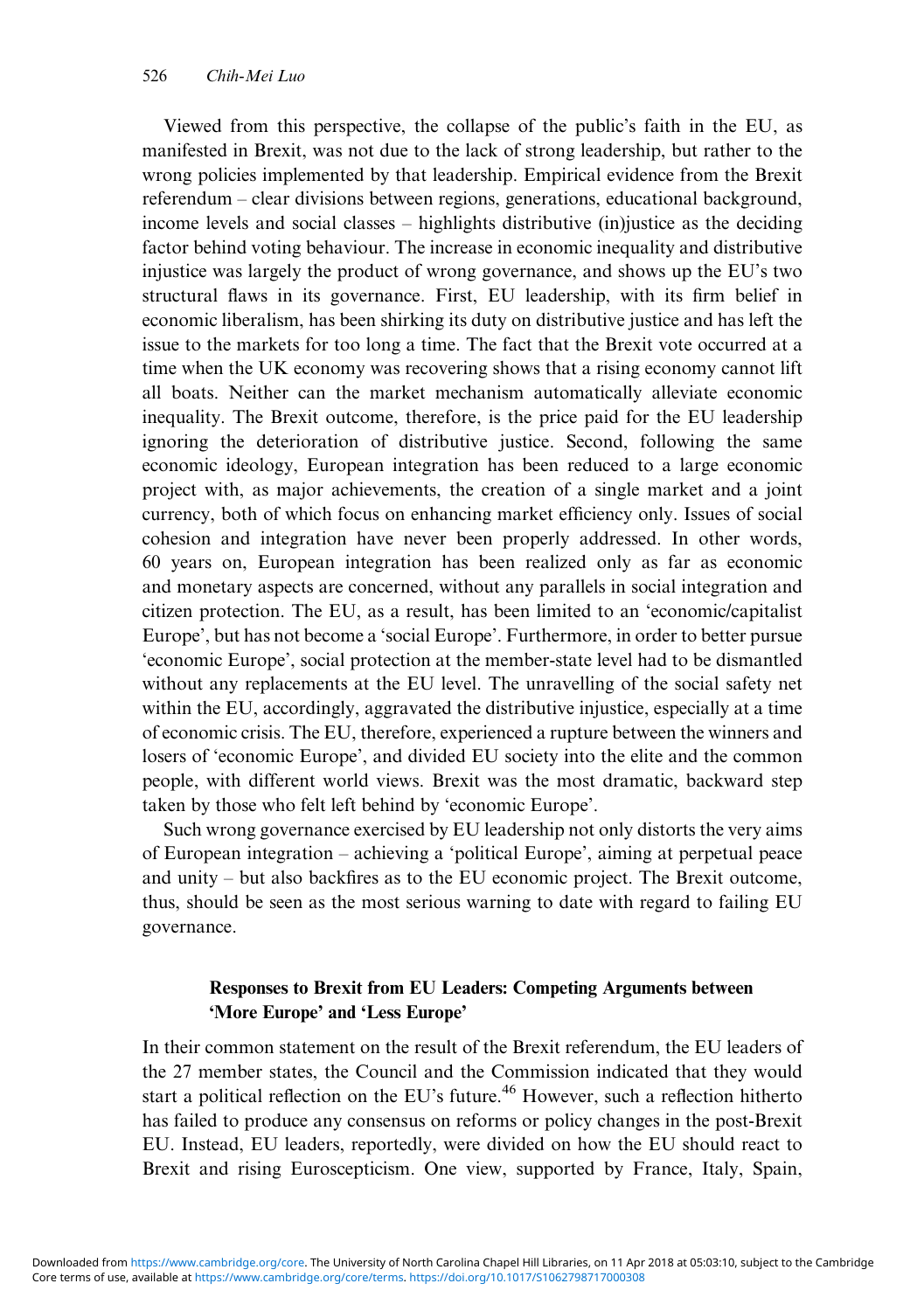Viewed from this perspective, the collapse of the public's faith in the EU, as manifested in Brexit, was not due to the lack of strong leadership, but rather to the wrong policies implemented by that leadership. Empirical evidence from the Brexit referendum – clear divisions between regions, generations, educational background, income levels and social classes – highlights distributive (in)justice as the deciding factor behind voting behaviour. The increase in economic inequality and distributive injustice was largely the product of wrong governance, and shows up the EU's two structural flaws in its governance. First, EU leadership, with its firm belief in economic liberalism, has been shirking its duty on distributive justice and has left the issue to the markets for too long a time. The fact that the Brexit vote occurred at a time when the UK economy was recovering shows that a rising economy cannot lift all boats. Neither can the market mechanism automatically alleviate economic inequality. The Brexit outcome, therefore, is the price paid for the EU leadership ignoring the deterioration of distributive justice. Second, following the same economic ideology, European integration has been reduced to a large economic project with, as major achievements, the creation of a single market and a joint currency, both of which focus on enhancing market efficiency only. Issues of social cohesion and integration have never been properly addressed. In other words, 60 years on, European integration has been realized only as far as economic and monetary aspects are concerned, without any parallels in social integration and citizen protection. The EU, as a result, has been limited to an 'economic/capitalist Europe', but has not become a 'social Europe'. Furthermore, in order to better pursue 'economic Europe', social protection at the member-state level had to be dismantled without any replacements at the EU level. The unravelling of the social safety net within the EU, accordingly, aggravated the distributive injustice, especially at a time of economic crisis. The EU, therefore, experienced a rupture between the winners and losers of 'economic Europe', and divided EU society into the elite and the common people, with different world views. Brexit was the most dramatic, backward step taken by those who felt left behind by 'economic Europe'.

Such wrong governance exercised by EU leadership not only distorts the very aims of European integration – achieving a 'political Europe', aiming at perpetual peace and unity – but also backfires as to the EU economic project. The Brexit outcome, thus, should be seen as the most serious warning to date with regard to failing EU governance.

## Responses to Brexit from EU Leaders: Competing Arguments between 'More Europe' and 'Less Europe'

In their common statement on the result of the Brexit referendum, the EU leaders of the 27 member states, the Council and the Commission indicated that they would start a political reflection on the EU's future.[46] However, such a reflection hitherto has failed to produce any consensus on reforms or policy changes in the post-Brexit EU. Instead, EU leaders, reportedly, were divided on how the EU should react to Brexit and rising Euroscepticism. One view, supported by France, Italy, Spain,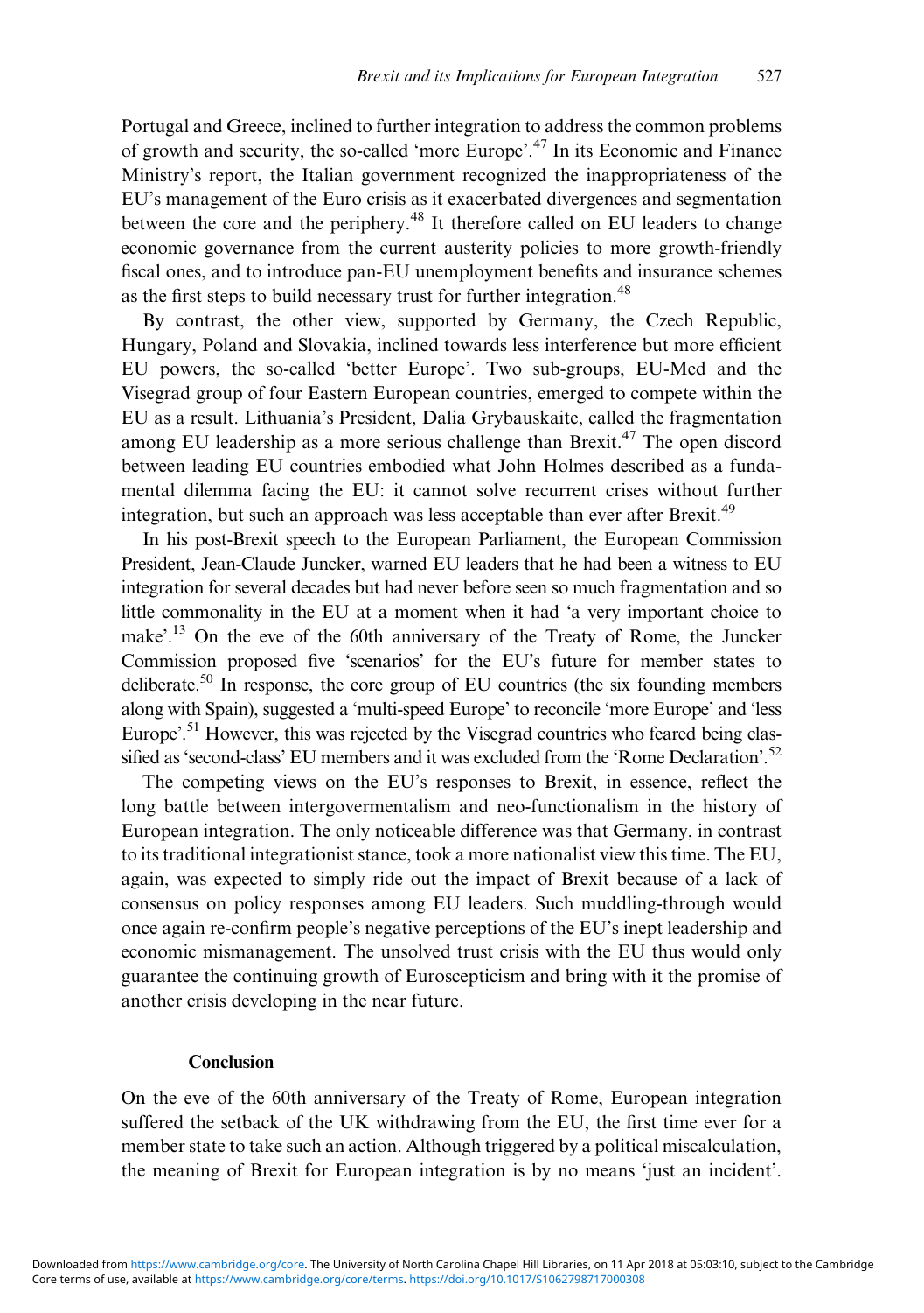Portugal and Greece, inclined to further integration to address the common problems of growth and security, the so-called 'more Europe'.[47] In its Economic and Finance Ministry's report, the Italian government recognized the inappropriateness of the EU's management of the Euro crisis as it exacerbated divergences and segmentation between the core and the periphery.[48] It therefore called on EU leaders to change economic governance from the current austerity policies to more growth-friendly fiscal ones, and to introduce pan-EU unemployment benefits and insurance schemes as the first steps to build necessary trust for further integration.[48]

By contrast, the other view, supported by Germany, the Czech Republic, Hungary, Poland and Slovakia, inclined towards less interference but more efficient EU powers, the so-called 'better Europe'. Two sub-groups, EU-Med and the Visegrad group of four Eastern European countries, emerged to compete within the EU as a result. Lithuania's President, Dalia Grybauskaite, called the fragmentation among EU leadership as a more serious challenge than Brexit.[47] The open discord between leading EU countries embodied what John Holmes described as a fundamental dilemma facing the EU: it cannot solve recurrent crises without further integration, but such an approach was less acceptable than ever after Brexit.[49]

In his post-Brexit speech to the European Parliament, the European Commission President, Jean-Claude Juncker, warned EU leaders that he had been a witness to EU integration for several decades but had never before seen so much fragmentation and so little commonality in the EU at a moment when it had 'a very important choice to make'.[13] On the eve of the 60th anniversary of the Treaty of Rome, the Juncker Commission proposed five 'scenarios' for the EU's future for member states to deliberate.[50] In response, the core group of EU countries (the six founding members along with Spain), suggested a 'multi-speed Europe' to reconcile 'more Europe' and 'less Europe'.[51] However, this was rejected by the Visegrad countries who feared being classified as 'second-class' EU members and it was excluded from the 'Rome Declaration'.[52]

The competing views on the EU's responses to Brexit, in essence, reflect the long battle between intergovermentalism and neo-functionalism in the history of European integration. The only noticeable difference was that Germany, in contrast to its traditional integrationist stance, took a more nationalist view this time. The EU, again, was expected to simply ride out the impact of Brexit because of a lack of consensus on policy responses among EU leaders. Such muddling-through would once again re-confirm people's negative perceptions of the EU's inept leadership and economic mismanagement. The unsolved trust crisis with the EU thus would only guarantee the continuing growth of Euroscepticism and bring with it the promise of another crisis developing in the near future.

## Conclusion

On the eve of the 60th anniversary of the Treaty of Rome, European integration suffered the setback of the UK withdrawing from the EU, the first time ever for a member state to take such an action. Although triggered by a political miscalculation, the meaning of Brexit for European integration is by no means 'just an incident'.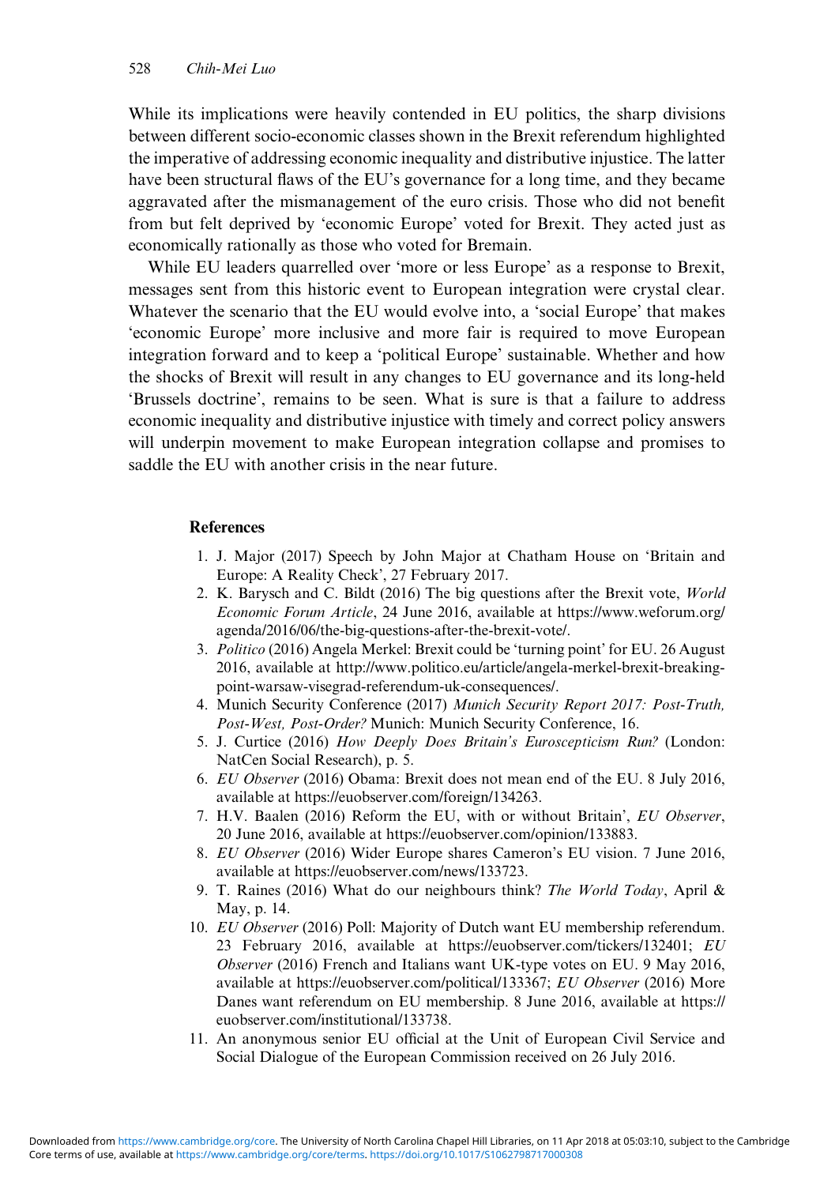While its implications were heavily contended in EU politics, the sharp divisions between different socio-economic classes shown in the Brexit referendum highlighted the imperative of addressing economic inequality and distributive injustice. The latter have been structural flaws of the EU's governance for a long time, and they became aggravated after the mismanagement of the euro crisis. Those who did not benefit from but felt deprived by 'economic Europe' voted for Brexit. They acted just as economically rationally as those who voted for Bremain.

While EU leaders quarrelled over 'more or less Europe' as a response to Brexit, messages sent from this historic event to European integration were crystal clear. Whatever the scenario that the EU would evolve into, a 'social Europe' that makes 'economic Europe' more inclusive and more fair is required to move European integration forward and to keep a 'political Europe' sustainable. Whether and how the shocks of Brexit will result in any changes to EU governance and its long-held 'Brussels doctrine', remains to be seen. What is sure is that a failure to address economic inequality and distributive injustice with timely and correct policy answers will underpin movement to make European integration collapse and promises to saddle the EU with another crisis in the near future.

## References

1. J. Major (2017) Speech by John Major at Chatham House on 'Britain and Europe: A Reality Check', 27 February 2017.
2. K. Barysch and C. Bildt (2016) The big questions after the Brexit vote, *World Economic Forum Article*, 24 June 2016, available at https://www.weforum.org/agenda/2016/06/the-big-questions-after-the-brexit-vote/.
3. *Politico* (2016) Angela Merkel: Brexit could be 'turning point' for EU. 26 August 2016, available at http://www.politico.eu/article/angela-merkel-brexit-breaking-point-warsaw-visegrad-referendum-uk-consequences/.
4. Munich Security Conference (2017) *Munich Security Report 2017: Post-Truth, Post-West, Post-Order?* Munich: Munich Security Conference, 16.
5. J. Curtice (2016) *How Deeply Does Britain's Euroscepticism Run?* (London: NatCen Social Research), p. 5.
6. *EU Observer* (2016) Obama: Brexit does not mean end of the EU. 8 July 2016, available at https://euobserver.com/foreign/134263.
7. H.V. Baalen (2016) Reform the EU, with or without Britain', *EU Observer*, 20 June 2016, available at https://euobserver.com/opinion/133883.
8. *EU Observer* (2016) Wider Europe shares Cameron's EU vision. 7 June 2016, available at https://euobserver.com/news/133723.
9. T. Raines (2016) What do our neighbours think? *The World Today*, April & May, p. 14.
10. *EU Observer* (2016) Poll: Majority of Dutch want EU membership referendum. 23 February 2016, available at https://euobserver.com/tickers/132401; *EU Observer* (2016) French and Italians want UK-type votes on EU. 9 May 2016, available at https://euobserver.com/political/133367; *EU Observer* (2016) More Danes want referendum on EU membership. 8 June 2016, available at https://euobserver.com/institutional/133738.
11. An anonymous senior EU official at the Unit of European Civil Service and Social Dialogue of the European Commission received on 26 July 2016.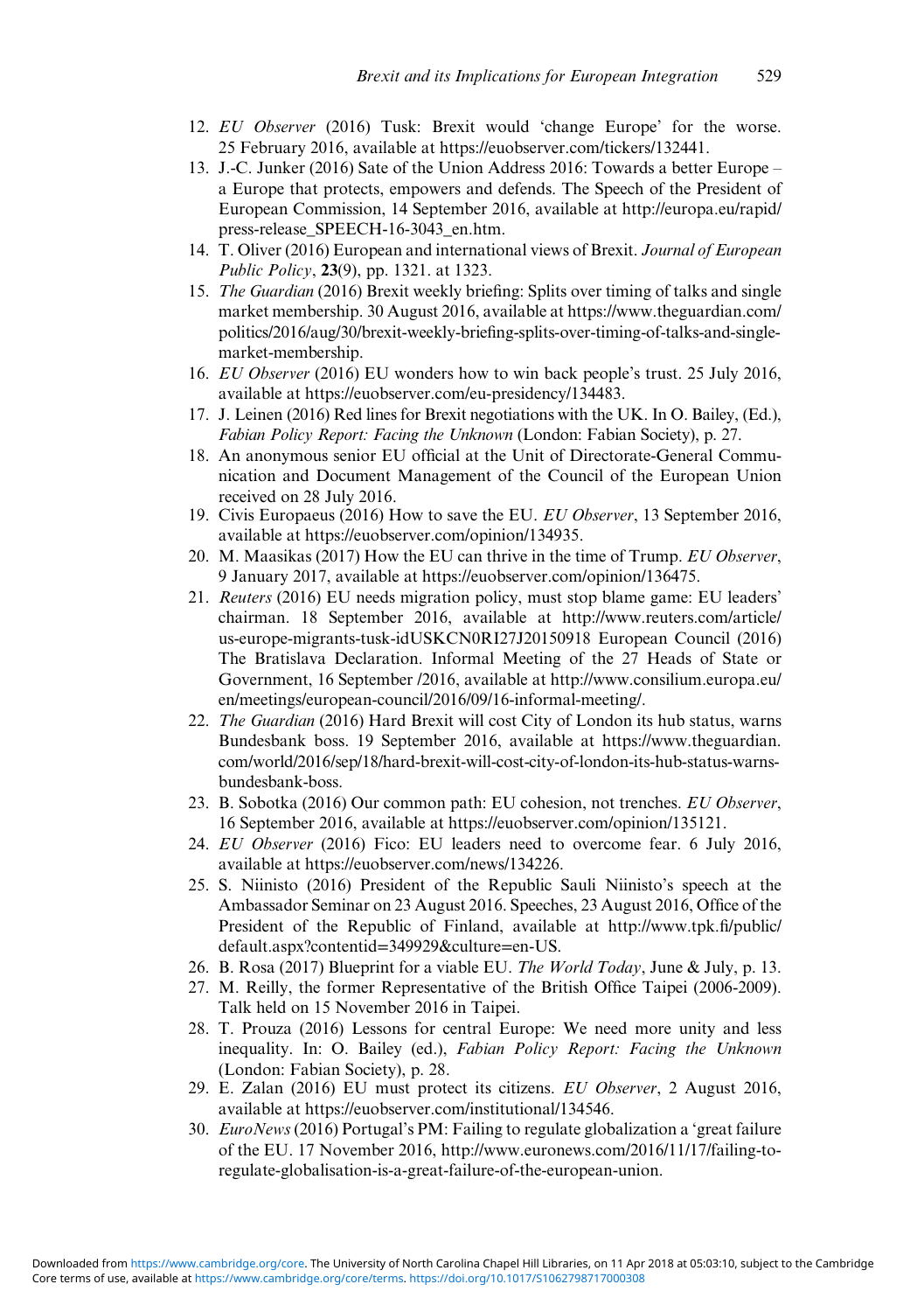12. *EU Observer* (2016) Tusk: Brexit would 'change Europe' for the worse. 25 February 2016, available at https://euobserver.com/tickers/132441.
13. J.-C. Junker (2016) Sate of the Union Address 2016: Towards a better Europe – a Europe that protects, empowers and defends. The Speech of the President of European Commission, 14 September 2016, available at http://europa.eu/rapid/press-release_SPEECH-16-3043_en.htm.
14. T. Oliver (2016) European and international views of Brexit. *Journal of European Public Policy*, **23**(9), pp. 1321. at 1323.
15. *The Guardian* (2016) Brexit weekly briefing: Splits over timing of talks and single market membership. 30 August 2016, available at https://www.theguardian.com/politics/2016/aug/30/brexit-weekly-briefing-splits-over-timing-of-talks-and-single-market-membership.
16. *EU Observer* (2016) EU wonders how to win back people's trust. 25 July 2016, available at https://euobserver.com/eu-presidency/134483.
17. J. Leinen (2016) Red lines for Brexit negotiations with the UK. In O. Bailey, (Ed.), *Fabian Policy Report: Facing the Unknown* (London: Fabian Society), p. 27.
18. An anonymous senior EU official at the Unit of Directorate-General Communication and Document Management of the Council of the European Union received on 28 July 2016.
19. Civis Europaeus (2016) How to save the EU. *EU Observer*, 13 September 2016, available at https://euobserver.com/opinion/134935.
20. M. Maasikas (2017) How the EU can thrive in the time of Trump. *EU Observer*, 9 January 2017, available at https://euobserver.com/opinion/136475.
21. *Reuters* (2016) EU needs migration policy, must stop blame game: EU leaders' chairman. 18 September 2016, available at http://www.reuters.com/article/us-europe-migrants-tusk-idUSKCN0RI27J20150918 European Council (2016) The Bratislava Declaration. Informal Meeting of the 27 Heads of State or Government, 16 September /2016, available at http://www.consilium.europa.eu/en/meetings/european-council/2016/09/16-informal-meeting/.
22. *The Guardian* (2016) Hard Brexit will cost City of London its hub status, warns Bundesbank boss. 19 September 2016, available at https://www.theguardian.com/world/2016/sep/18/hard-brexit-will-cost-city-of-london-its-hub-status-warns-bundesbank-boss.
23. B. Sobotka (2016) Our common path: EU cohesion, not trenches. *EU Observer*, 16 September 2016, available at https://euobserver.com/opinion/135121.
24. *EU Observer* (2016) Fico: EU leaders need to overcome fear. 6 July 2016, available at https://euobserver.com/news/134226.
25. S. Niinisto (2016) President of the Republic Sauli Niinisto's speech at the Ambassador Seminar on 23 August 2016. Speeches, 23 August 2016, Office of the President of the Republic of Finland, available at http://www.tpk.fi/public/default.aspx?contentid=349929&culture=en-US.
26. B. Rosa (2017) Blueprint for a viable EU. *The World Today*, June & July, p. 13.
27. M. Reilly, the former Representative of the British Office Taipei (2006-2009). Talk held on 15 November 2016 in Taipei.
28. T. Prouza (2016) Lessons for central Europe: We need more unity and less inequality. In: O. Bailey (ed.), *Fabian Policy Report: Facing the Unknown* (London: Fabian Society), p. 28.
29. E. Zalan (2016) EU must protect its citizens. *EU Observer*, 2 August 2016, available at https://euobserver.com/institutional/134546.
30. *EuroNews* (2016) Portugal's PM: Failing to regulate globalization a 'great failure of the EU. 17 November 2016, http://www.euronews.com/2016/11/17/failing-to-regulate-globalisation-is-a-great-failure-of-the-european-union.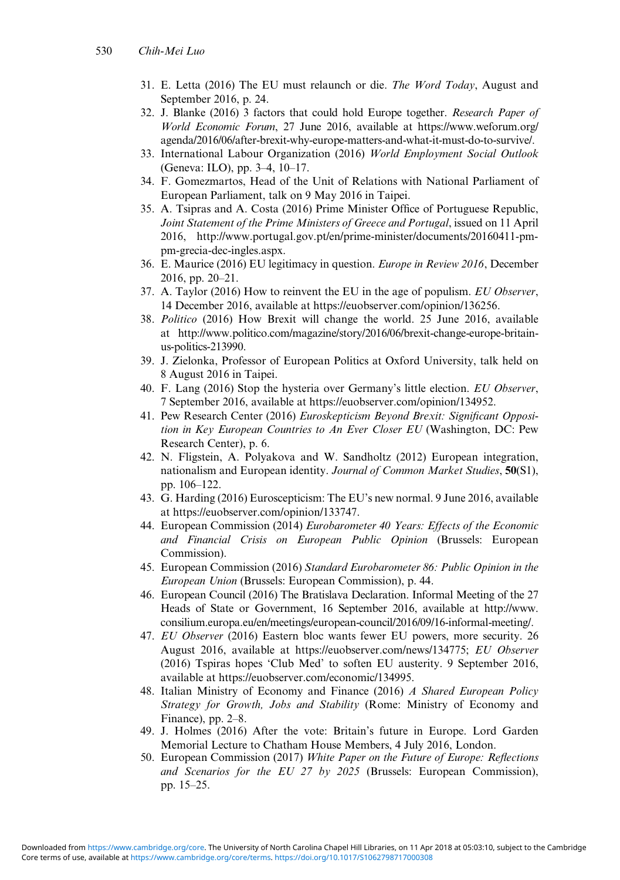31. E. Letta (2016) The EU must relaunch or die. *The Word Today*, August and September 2016, p. 24.
32. J. Blanke (2016) 3 factors that could hold Europe together. *Research Paper of World Economic Forum*, 27 June 2016, available at https://www.weforum.org/agenda/2016/06/after-brexit-why-europe-matters-and-what-it-must-do-to-survive/.
33. International Labour Organization (2016) *World Employment Social Outlook* (Geneva: ILO), pp. 3–4, 10–17.
34. F. Gomezmartos, Head of the Unit of Relations with National Parliament of European Parliament, talk on 9 May 2016 in Taipei.
35. A. Tsipras and A. Costa (2016) Prime Minister Office of Portuguese Republic, *Joint Statement of the Prime Ministers of Greece and Portugal*, issued on 11 April 2016, http://www.portugal.gov.pt/en/prime-minister/documents/20160411-pm-pm-grecia-dec-ingles.aspx.
36. E. Maurice (2016) EU legitimacy in question. *Europe in Review 2016*, December 2016, pp. 20–21.
37. A. Taylor (2016) How to reinvent the EU in the age of populism. *EU Observer*, 14 December 2016, available at https://euobserver.com/opinion/136256.
38. *Politico* (2016) How Brexit will change the world. 25 June 2016, available at http://www.politico.com/magazine/story/2016/06/brexit-change-europe-britain-us-politics-213990.
39. J. Zielonka, Professor of European Politics at Oxford University, talk held on 8 August 2016 in Taipei.
40. F. Lang (2016) Stop the hysteria over Germany's little election. *EU Observer*, 7 September 2016, available at https://euobserver.com/opinion/134952.
41. Pew Research Center (2016) *Euroskepticism Beyond Brexit: Significant Opposition in Key European Countries to An Ever Closer EU* (Washington, DC: Pew Research Center), p. 6.
42. N. Fligstein, A. Polyakova and W. Sandholtz (2012) European integration, nationalism and European identity. *Journal of Common Market Studies*, **50**(S1), pp. 106–122.
43. G. Harding (2016) Euroscepticism: The EU's new normal. 9 June 2016, available at https://euobserver.com/opinion/133747.
44. European Commission (2014) *Eurobarometer 40 Years: Effects of the Economic and Financial Crisis on European Public Opinion* (Brussels: European Commission).
45. European Commission (2016) *Standard Eurobarometer 86: Public Opinion in the European Union* (Brussels: European Commission), p. 44.
46. European Council (2016) The Bratislava Declaration. Informal Meeting of the 27 Heads of State or Government, 16 September 2016, available at http://www.consilium.europa.eu/en/meetings/european-council/2016/09/16-informal-meeting/.
47. *EU Observer* (2016) Eastern bloc wants fewer EU powers, more security. 26 August 2016, available at https://euobserver.com/news/134775; *EU Observer* (2016) Tspiras hopes 'Club Med' to soften EU austerity. 9 September 2016, available at https://euobserver.com/economic/134995.
48. Italian Ministry of Economy and Finance (2016) *A Shared European Policy Strategy for Growth, Jobs and Stability* (Rome: Ministry of Economy and Finance), pp. 2–8.
49. J. Holmes (2016) After the vote: Britain's future in Europe. Lord Garden Memorial Lecture to Chatham House Members, 4 July 2016, London.
50. European Commission (2017) *White Paper on the Future of Europe: Reflections and Scenarios for the EU 27 by 2025* (Brussels: European Commission), pp. 15–25.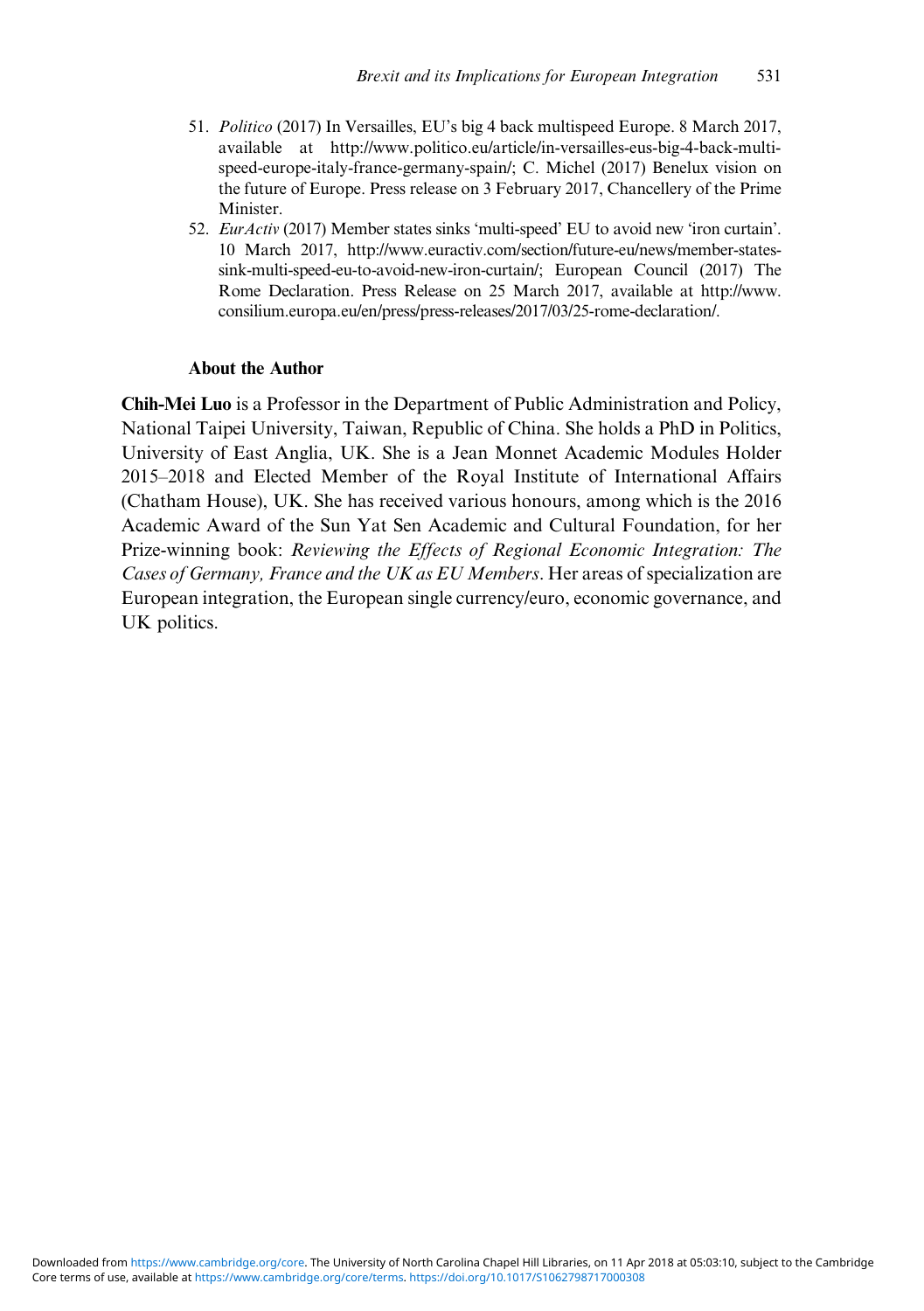51. *Politico* (2017) In Versailles, EU's big 4 back multispeed Europe. 8 March 2017, available at http://www.politico.eu/article/in-versailles-eus-big-4-back-multi-speed-europe-italy-france-germany-spain/; C. Michel (2017) Benelux vision on the future of Europe. Press release on 3 February 2017, Chancellery of the Prime Minister.
52. *EurActiv* (2017) Member states sinks 'multi-speed' EU to avoid new 'iron curtain'. 10 March 2017, http://www.euractiv.com/section/future-eu/news/member-states-sink-multi-speed-eu-to-avoid-new-iron-curtain/; European Council (2017) The Rome Declaration. Press Release on 25 March 2017, available at http://www.consilium.europa.eu/en/press/press-releases/2017/03/25-rome-declaration/.

## About the Author

**Chih-Mei Luo** is a Professor in the Department of Public Administration and Policy, National Taipei University, Taiwan, Republic of China. She holds a PhD in Politics, University of East Anglia, UK. She is a Jean Monnet Academic Modules Holder 2015–2018 and Elected Member of the Royal Institute of International Affairs (Chatham House), UK. She has received various honours, among which is the 2016 Academic Award of the Sun Yat Sen Academic and Cultural Foundation, for her Prize-winning book: *Reviewing the Effects of Regional Economic Integration: The Cases of Germany, France and the UK as EU Members*. Her areas of specialization are European integration, the European single currency/euro, economic governance, and UK politics.